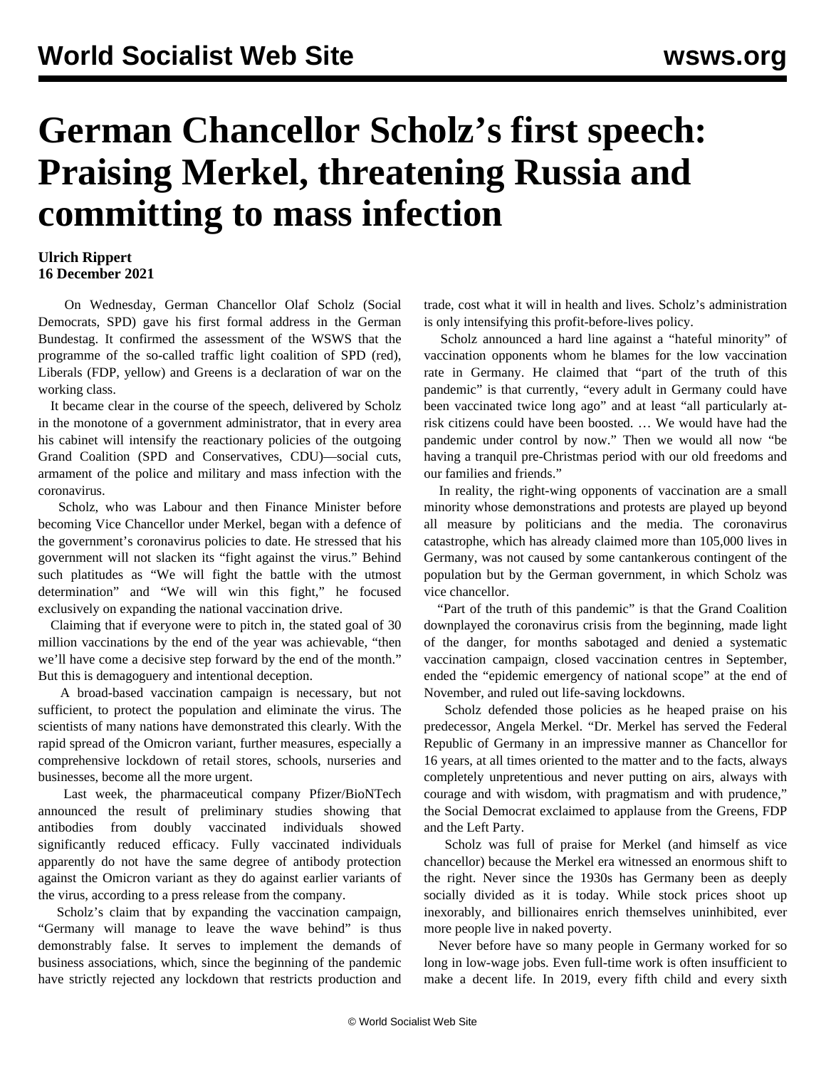# German Chancellor Scholz's first speech: Praising Merkel, threatening Russia and committing to mass infection

**Ulrich Rippert**
**16 December 2021**

On Wednesday, German Chancellor Olaf Scholz (Social Democrats, SPD) gave his first formal address in the German Bundestag. It confirmed the assessment of the WSWS that the programme of the so-called traffic light coalition of SPD (red), Liberals (FDP, yellow) and Greens is a declaration of war on the working class.

It became clear in the course of the speech, delivered by Scholz in the monotone of a government administrator, that in every area his cabinet will intensify the reactionary policies of the outgoing Grand Coalition (SPD and Conservatives, CDU)—social cuts, armament of the police and military and mass infection with the coronavirus.

Scholz, who was Labour and then Finance Minister before becoming Vice Chancellor under Merkel, began with a defence of the government's coronavirus policies to date. He stressed that his government will not slacken its "fight against the virus." Behind such platitudes as "We will fight the battle with the utmost determination" and "We will win this fight," he focused exclusively on expanding the national vaccination drive.

Claiming that if everyone were to pitch in, the stated goal of 30 million vaccinations by the end of the year was achievable, "then we'll have come a decisive step forward by the end of the month." But this is demagoguery and intentional deception.

A broad-based vaccination campaign is necessary, but not sufficient, to protect the population and eliminate the virus. The scientists of many nations have demonstrated this clearly. With the rapid spread of the Omicron variant, further measures, especially a comprehensive lockdown of retail stores, schools, nurseries and businesses, become all the more urgent.

Last week, the pharmaceutical company Pfizer/BioNTech announced the result of preliminary studies showing that antibodies from doubly vaccinated individuals showed significantly reduced efficacy. Fully vaccinated individuals apparently do not have the same degree of antibody protection against the Omicron variant as they do against earlier variants of the virus, according to a press release from the company.

Scholz's claim that by expanding the vaccination campaign, "Germany will manage to leave the wave behind" is thus demonstrably false. It serves to implement the demands of business associations, which, since the beginning of the pandemic have strictly rejected any lockdown that restricts production and trade, cost what it will in health and lives. Scholz's administration is only intensifying this profit-before-lives policy.

Scholz announced a hard line against a "hateful minority" of vaccination opponents whom he blames for the low vaccination rate in Germany. He claimed that "part of the truth of this pandemic" is that currently, "every adult in Germany could have been vaccinated twice long ago" and at least "all particularly at-risk citizens could have been boosted. … We would have had the pandemic under control by now." Then we would all now "be having a tranquil pre-Christmas period with our old freedoms and our families and friends."

In reality, the right-wing opponents of vaccination are a small minority whose demonstrations and protests are played up beyond all measure by politicians and the media. The coronavirus catastrophe, which has already claimed more than 105,000 lives in Germany, was not caused by some cantankerous contingent of the population but by the German government, in which Scholz was vice chancellor.

"Part of the truth of this pandemic" is that the Grand Coalition downplayed the coronavirus crisis from the beginning, made light of the danger, for months sabotaged and denied a systematic vaccination campaign, closed vaccination centres in September, ended the "epidemic emergency of national scope" at the end of November, and ruled out life-saving lockdowns.

Scholz defended those policies as he heaped praise on his predecessor, Angela Merkel. "Dr. Merkel has served the Federal Republic of Germany in an impressive manner as Chancellor for 16 years, at all times oriented to the matter and to the facts, always completely unpretentious and never putting on airs, always with courage and with wisdom, with pragmatism and with prudence," the Social Democrat exclaimed to applause from the Greens, FDP and the Left Party.

Scholz was full of praise for Merkel (and himself as vice chancellor) because the Merkel era witnessed an enormous shift to the right. Never since the 1930s has Germany been as deeply socially divided as it is today. While stock prices shoot up inexorably, and billionaires enrich themselves uninhibited, ever more people live in naked poverty.

Never before have so many people in Germany worked for so long in low-wage jobs. Even full-time work is often insufficient to make a decent life. In 2019, every fifth child and every sixth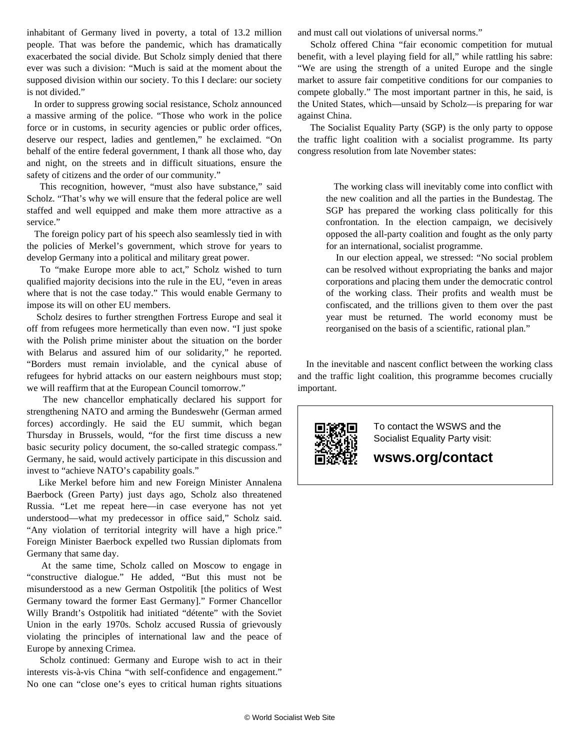inhabitant of Germany lived in poverty, a total of 13.2 million people. That was before the pandemic, which has dramatically exacerbated the social divide. But Scholz simply denied that there ever was such a division: "Much is said at the moment about the supposed division within our society. To this I declare: our society is not divided."

In order to suppress growing social resistance, Scholz announced a massive arming of the police. "Those who work in the police force or in customs, in security agencies or public order offices, deserve our respect, ladies and gentlemen," he exclaimed. "On behalf of the entire federal government, I thank all those who, day and night, on the streets and in difficult situations, ensure the safety of citizens and the order of our community."

This recognition, however, "must also have substance," said Scholz. "That's why we will ensure that the federal police are well staffed and well equipped and make them more attractive as a service."

The foreign policy part of his speech also seamlessly tied in with the policies of Merkel's government, which strove for years to develop Germany into a political and military great power.

To "make Europe more able to act," Scholz wished to turn qualified majority decisions into the rule in the EU, "even in areas where that is not the case today." This would enable Germany to impose its will on other EU members.

Scholz desires to further strengthen Fortress Europe and seal it off from refugees more hermetically than even now. "I just spoke with the Polish prime minister about the situation on the border with Belarus and assured him of our solidarity," he reported. "Borders must remain inviolable, and the cynical abuse of refugees for hybrid attacks on our eastern neighbours must stop; we will reaffirm that at the European Council tomorrow."

The new chancellor emphatically declared his support for strengthening NATO and arming the Bundeswehr (German armed forces) accordingly. He said the EU summit, which began Thursday in Brussels, would, "for the first time discuss a new basic security policy document, the so-called strategic compass." Germany, he said, would actively participate in this discussion and invest to "achieve NATO's capability goals."

Like Merkel before him and new Foreign Minister Annalena Baerbock (Green Party) just days ago, Scholz also threatened Russia. "Let me repeat here—in case everyone has not yet understood—what my predecessor in office said," Scholz said. "Any violation of territorial integrity will have a high price." Foreign Minister Baerbock expelled two Russian diplomats from Germany that same day.

At the same time, Scholz called on Moscow to engage in "constructive dialogue." He added, "But this must not be misunderstood as a new German Ostpolitik [the politics of West Germany toward the former East Germany]." Former Chancellor Willy Brandt's Ostpolitik had initiated "détente" with the Soviet Union in the early 1970s. Scholz accused Russia of grievously violating the principles of international law and the peace of Europe by annexing Crimea.

Scholz continued: Germany and Europe wish to act in their interests vis-à-vis China "with self-confidence and engagement." No one can "close one's eyes to critical human rights situations and must call out violations of universal norms."

Scholz offered China "fair economic competition for mutual benefit, with a level playing field for all," while rattling his sabre: "We are using the strength of a united Europe and the single market to assure fair competitive conditions for our companies to compete globally." The most important partner in this, he said, is the United States, which—unsaid by Scholz—is preparing for war against China.

The Socialist Equality Party (SGP) is the only party to oppose the traffic light coalition with a socialist programme. Its party congress resolution from late November states:

> The working class will inevitably come into conflict with the new coalition and all the parties in the Bundestag. The SGP has prepared the working class politically for this confrontation. In the election campaign, we decisively opposed the all-party coalition and fought as the only party for an international, socialist programme.
>
> In our election appeal, we stressed: "No social problem can be resolved without expropriating the banks and major corporations and placing them under the democratic control of the working class. Their profits and wealth must be confiscated, and the trillions given to them over the past year must be returned. The world economy must be reorganised on the basis of a scientific, rational plan."

In the inevitable and nascent conflict between the working class and the traffic light coalition, this programme becomes crucially important.

To contact the WSWS and the Socialist Equality Party visit:

**wsws.org/contact**